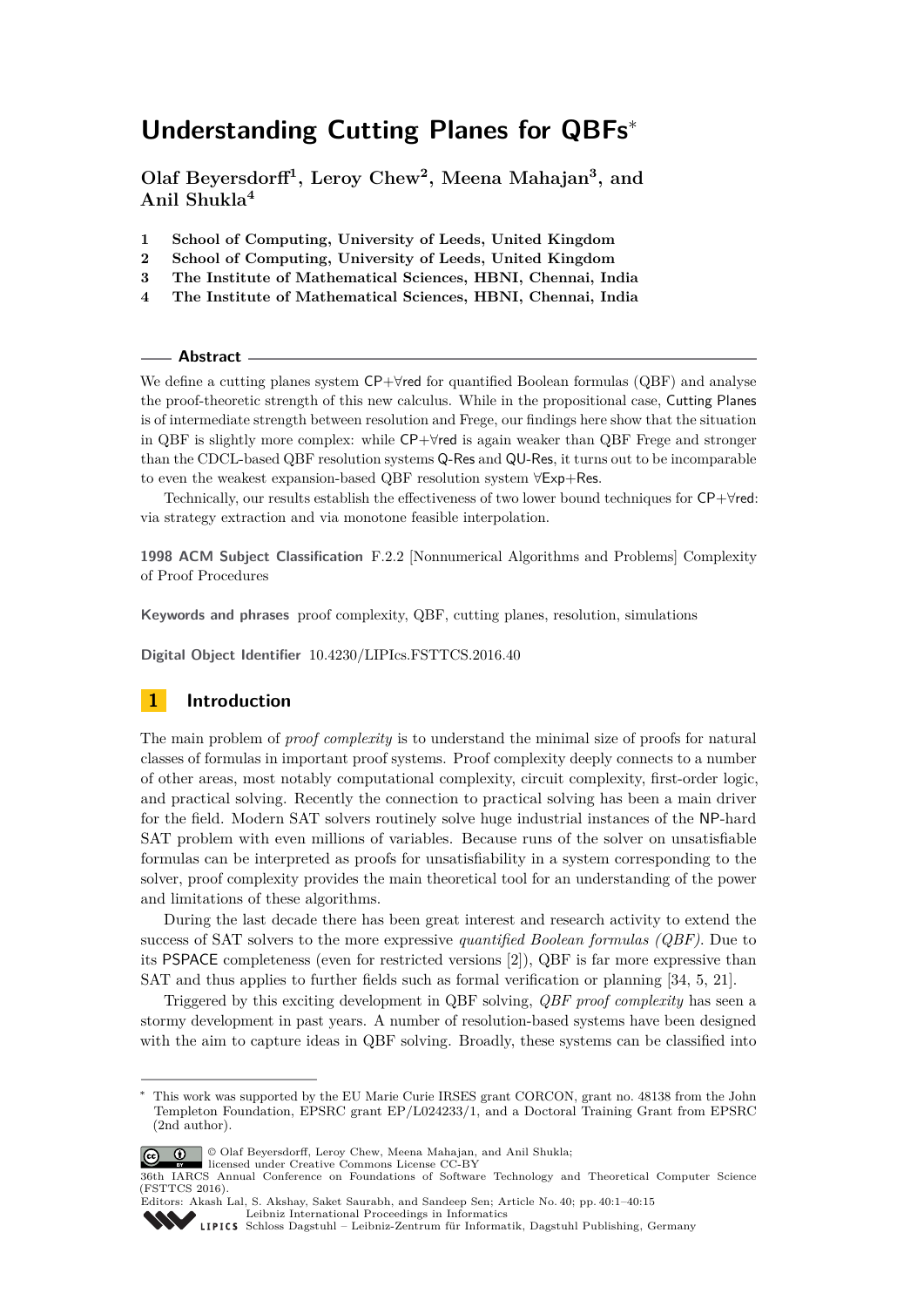# Understanding Cutting Planes for QBFs*

**Olaf Beyersdorff[1], Leroy Chew[2], Meena Mahajan[3], and Anil Shukla[4]**

1. **School of Computing, University of Leeds, United Kingdom**
2. **School of Computing, University of Leeds, United Kingdom**
3. **The Institute of Mathematical Sciences, HBNI, Chennai, India**
4. **The Institute of Mathematical Sciences, HBNI, Chennai, India**

## Abstract

We define a cutting planes system CP+∀red for quantified Boolean formulas (QBF) and analyse the proof-theoretic strength of this new calculus. While in the propositional case, Cutting Planes is of intermediate strength between resolution and Frege, our findings here show that the situation in QBF is slightly more complex: while CP+∀red is again weaker than QBF Frege and stronger than the CDCL-based QBF resolution systems Q-Res and QU-Res, it turns out to be incomparable to even the weakest expansion-based QBF resolution system ∀Exp+Res.

Technically, our results establish the effectiveness of two lower bound techniques for CP+∀red: via strategy extraction and via monotone feasible interpolation.

**1998 ACM Subject Classification** F.2.2 [Nonnumerical Algorithms and Problems] Complexity of Proof Procedures

**Keywords and phrases** proof complexity, QBF, cutting planes, resolution, simulations

**Digital Object Identifier** 10.4230/LIPIcs.FSTTCS.2016.40

## 1 Introduction

The main problem of *proof complexity* is to understand the minimal size of proofs for natural classes of formulas in important proof systems. Proof complexity deeply connects to a number of other areas, most notably computational complexity, circuit complexity, first-order logic, and practical solving. Recently the connection to practical solving has been a main driver for the field. Modern SAT solvers routinely solve huge industrial instances of the NP-hard SAT problem with even millions of variables. Because runs of the solver on unsatisfiable formulas can be interpreted as proofs for unsatisfiability in a system corresponding to the solver, proof complexity provides the main theoretical tool for an understanding of the power and limitations of these algorithms.

During the last decade there has been great interest and research activity to extend the success of SAT solvers to the more expressive *quantified Boolean formulas (QBF)*. Due to its PSPACE completeness (even for restricted versions [2]), QBF is far more expressive than SAT and thus applies to further fields such as formal verification or planning [34, 5, 21].

Triggered by this exciting development in QBF solving, *QBF proof complexity* has seen a stormy development in past years. A number of resolution-based systems have been designed with the aim to capture ideas in QBF solving. Broadly, these systems can be classified into

---

* This work was supported by the EU Marie Curie IRSES grant CORCON, grant no. 48138 from the John Templeton Foundation, EPSRC grant EP/L024233/1, and a Doctoral Training Grant from EPSRC (2nd author).

© Olaf Beyersdorff, Leroy Chew, Meena Mahajan, and Anil Shukla; licensed under Creative Commons License CC-BY
36th IARCS Annual Conference on Foundations of Software Technology and Theoretical Computer Science (FSTTCS 2016).
Editors: Akash Lal, S. Akshay, Saket Saurabh, and Sandeep Sen; Article No. 40; pp. 40:1–40:15
Leibniz International Proceedings in Informatics
Schloss Dagstuhl – Leibniz-Zentrum für Informatik, Dagstuhl Publishing, Germany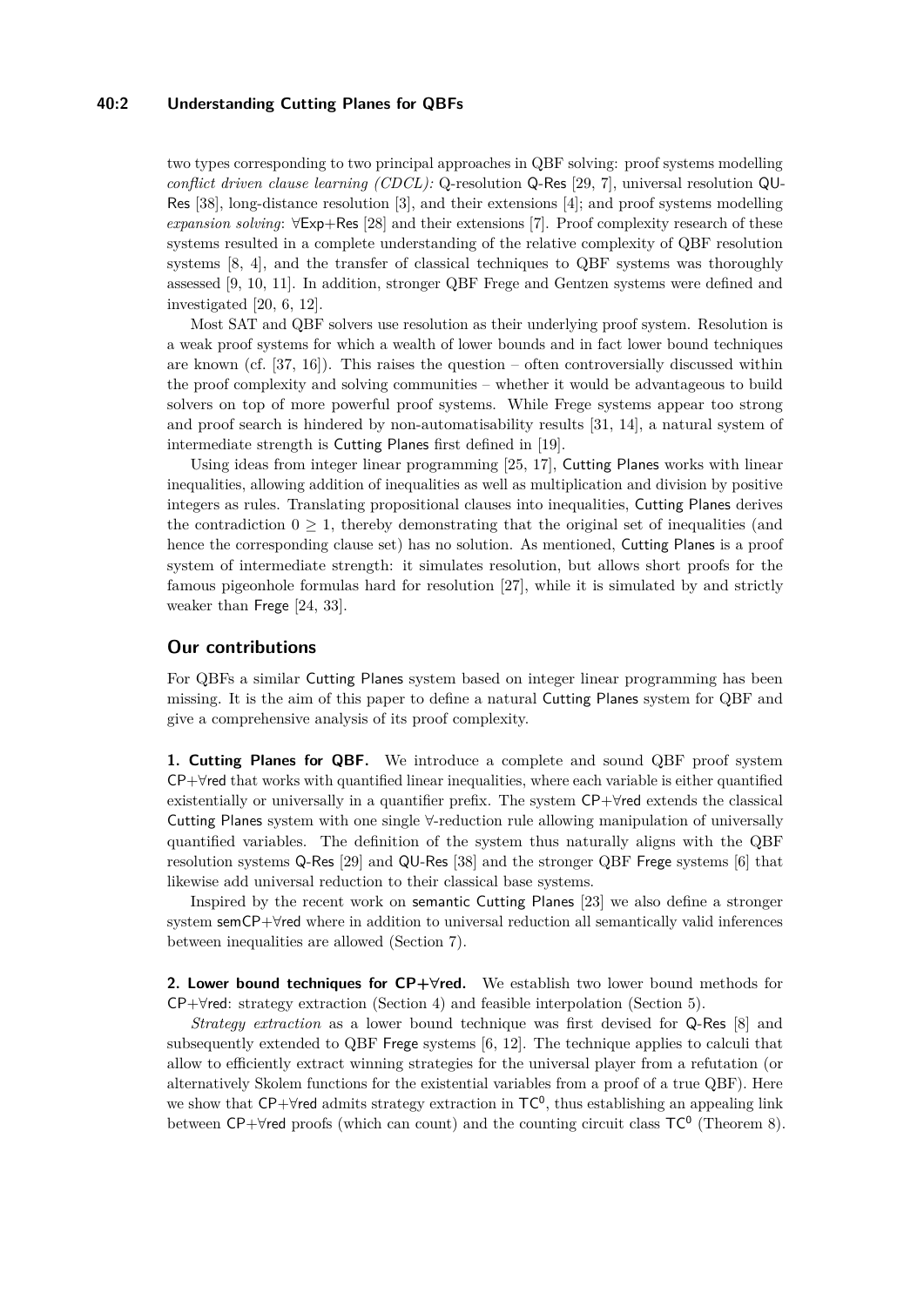two types corresponding to two principal approaches in QBF solving: proof systems modelling *conflict driven clause learning (CDCL):* Q-resolution Q-Res [29, 7], universal resolution QU-Res [38], long-distance resolution [3], and their extensions [4]; and proof systems modelling *expansion solving*: ∀Exp+Res [28] and their extensions [7]. Proof complexity research of these systems resulted in a complete understanding of the relative complexity of QBF resolution systems [8, 4], and the transfer of classical techniques to QBF systems was thoroughly assessed [9, 10, 11]. In addition, stronger QBF Frege and Gentzen systems were defined and investigated [20, 6, 12].

Most SAT and QBF solvers use resolution as their underlying proof system. Resolution is a weak proof systems for which a wealth of lower bounds and in fact lower bound techniques are known (cf. [37, 16]). This raises the question – often controversially discussed within the proof complexity and solving communities – whether it would be advantageous to build solvers on top of more powerful proof systems. While Frege systems appear too strong and proof search is hindered by non-automatisability results [31, 14], a natural system of intermediate strength is Cutting Planes first defined in [19].

Using ideas from integer linear programming [25, 17], Cutting Planes works with linear inequalities, allowing addition of inequalities as well as multiplication and division by positive integers as rules. Translating propositional clauses into inequalities, Cutting Planes derives the contradiction $0 \geq 1$, thereby demonstrating that the original set of inequalities (and hence the corresponding clause set) has no solution. As mentioned, Cutting Planes is a proof system of intermediate strength: it simulates resolution, but allows short proofs for the famous pigeonhole formulas hard for resolution [27], while it is simulated by and strictly weaker than Frege [24, 33].

## Our contributions

For QBFs a similar Cutting Planes system based on integer linear programming has been missing. It is the aim of this paper to define a natural Cutting Planes system for QBF and give a comprehensive analysis of its proof complexity.

**1. Cutting Planes for QBF.** We introduce a complete and sound QBF proof system CP+∀red that works with quantified linear inequalities, where each variable is either quantified existentially or universally in a quantifier prefix. The system CP+∀red extends the classical Cutting Planes system with one single ∀-reduction rule allowing manipulation of universally quantified variables. The definition of the system thus naturally aligns with the QBF resolution systems Q-Res [29] and QU-Res [38] and the stronger QBF Frege systems [6] that likewise add universal reduction to their classical base systems.

Inspired by the recent work on semantic Cutting Planes [23] we also define a stronger system semCP+∀red where in addition to universal reduction all semantically valid inferences between inequalities are allowed (Section 7).

**2. Lower bound techniques for CP+∀red.** We establish two lower bound methods for CP+∀red: strategy extraction (Section 4) and feasible interpolation (Section 5).

*Strategy extraction* as a lower bound technique was first devised for Q-Res [8] and subsequently extended to QBF Frege systems [6, 12]. The technique applies to calculi that allow to efficiently extract winning strategies for the universal player from a refutation (or alternatively Skolem functions for the existential variables from a proof of a true QBF). Here we show that CP+∀red admits strategy extraction in $\mathsf{TC}^0$, thus establishing an appealing link between CP+∀red proofs (which can count) and the counting circuit class $\mathsf{TC}^0$ (Theorem 8).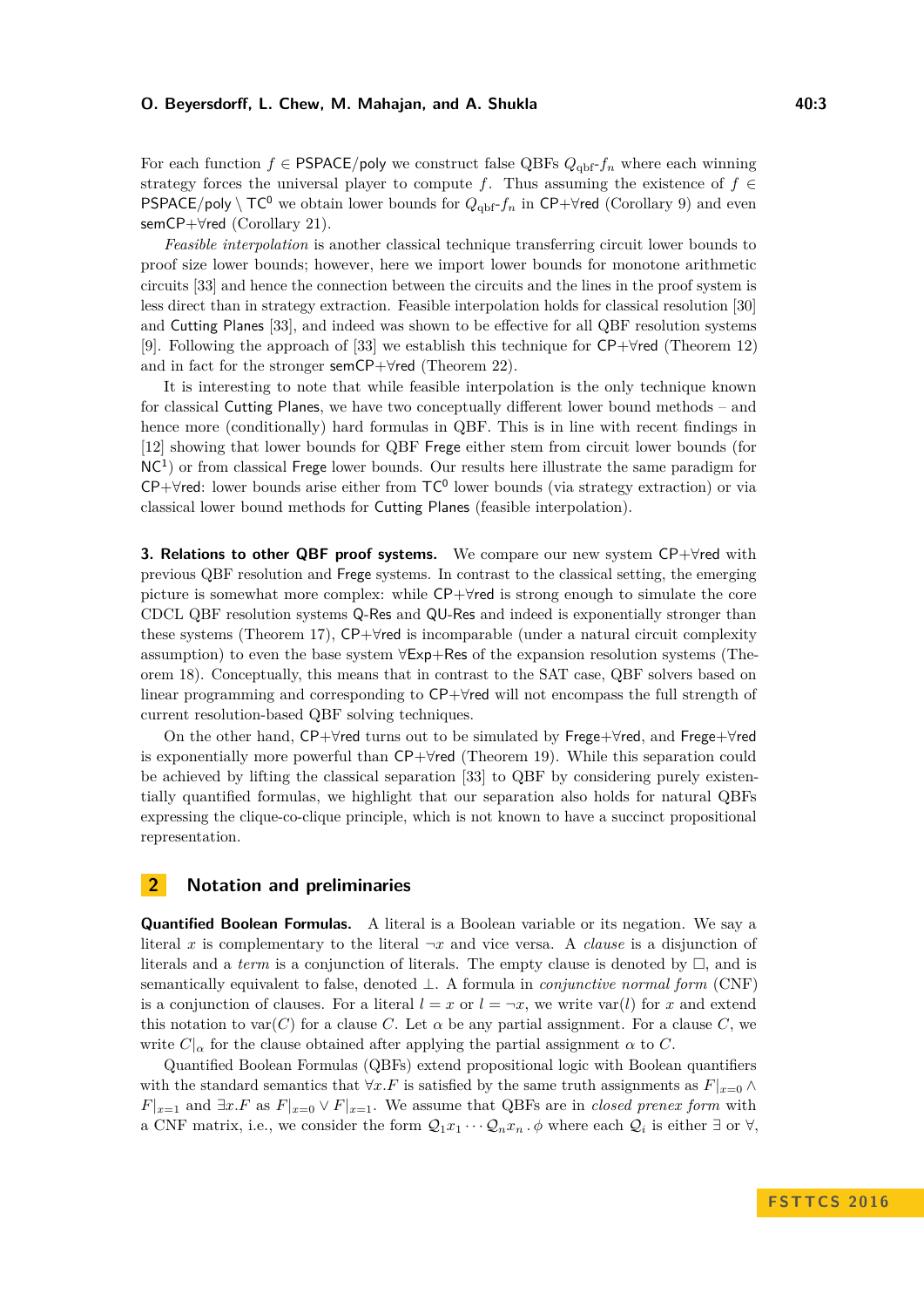For each function $f \in$ PSPACE/poly we construct false QBFs $Q_{\text{qbf}}\text{-}f_n$ where each winning strategy forces the universal player to compute $f$. Thus assuming the existence of $f \in$ PSPACE/poly $\setminus$ $\mathsf{TC}^0$ we obtain lower bounds for $Q_{\text{qbf}}\text{-}f_n$ in CP+∀red (Corollary 9) and even semCP+∀red (Corollary 21).

*Feasible interpolation* is another classical technique transferring circuit lower bounds to proof size lower bounds; however, here we import lower bounds for monotone arithmetic circuits [33] and hence the connection between the circuits and the lines in the proof system is less direct than in strategy extraction. Feasible interpolation holds for classical resolution [30] and Cutting Planes [33], and indeed was shown to be effective for all QBF resolution systems [9]. Following the approach of [33] we establish this technique for CP+∀red (Theorem 12) and in fact for the stronger semCP+∀red (Theorem 22).

It is interesting to note that while feasible interpolation is the only technique known for classical Cutting Planes, we have two conceptually different lower bound methods – and hence more (conditionally) hard formulas in QBF. This is in line with recent findings in [12] showing that lower bounds for QBF Frege either stem from circuit lower bounds (for $\mathsf{NC}^1$) or from classical Frege lower bounds. Our results here illustrate the same paradigm for CP+∀red: lower bounds arise either from $\mathsf{TC}^0$ lower bounds (via strategy extraction) or via classical lower bound methods for Cutting Planes (feasible interpolation).

**3. Relations to other QBF proof systems.** We compare our new system CP+∀red with previous QBF resolution and Frege systems. In contrast to the classical setting, the emerging picture is somewhat more complex: while CP+∀red is strong enough to simulate the core CDCL QBF resolution systems Q-Res and QU-Res and indeed is exponentially stronger than these systems (Theorem 17), CP+∀red is incomparable (under a natural circuit complexity assumption) to even the base system ∀Exp+Res of the expansion resolution systems (Theorem 18). Conceptually, this means that in contrast to the SAT case, QBF solvers based on linear programming and corresponding to CP+∀red will not encompass the full strength of current resolution-based QBF solving techniques.

On the other hand, CP+∀red turns out to be simulated by Frege+∀red, and Frege+∀red is exponentially more powerful than CP+∀red (Theorem 19). While this separation could be achieved by lifting the classical separation [33] to QBF by considering purely existentially quantified formulas, we highlight that our separation also holds for natural QBFs expressing the clique-co-clique principle, which is not known to have a succinct propositional representation.

## 2 Notation and preliminaries

**Quantified Boolean Formulas.** A literal is a Boolean variable or its negation. We say a literal $x$ is complementary to the literal $\neg x$ and vice versa. A *clause* is a disjunction of literals and a *term* is a conjunction of literals. The empty clause is denoted by $\Box$, and is semantically equivalent to false, denoted $\bot$. A formula in *conjunctive normal form* (CNF) is a conjunction of clauses. For a literal $l = x$ or $l = \neg x$, we write $\text{var}(l)$ for $x$ and extend this notation to $\text{var}(C)$ for a clause $C$. Let $\alpha$ be any partial assignment. For a clause $C$, we write $C|_\alpha$ for the clause obtained after applying the partial assignment $\alpha$ to $C$.

Quantified Boolean Formulas (QBFs) extend propositional logic with Boolean quantifiers with the standard semantics that $\forall x.F$ is satisfied by the same truth assignments as $F|_{x=0} \wedge F|_{x=1}$ and $\exists x.F$ as $F|_{x=0} \vee F|_{x=1}$. We assume that QBFs are in *closed prenex form* with a CNF matrix, i.e., we consider the form $\mathcal{Q}_1 x_1 \cdots \mathcal{Q}_n x_n \,.\, \phi$ where each $\mathcal{Q}_i$ is either $\exists$ or $\forall$,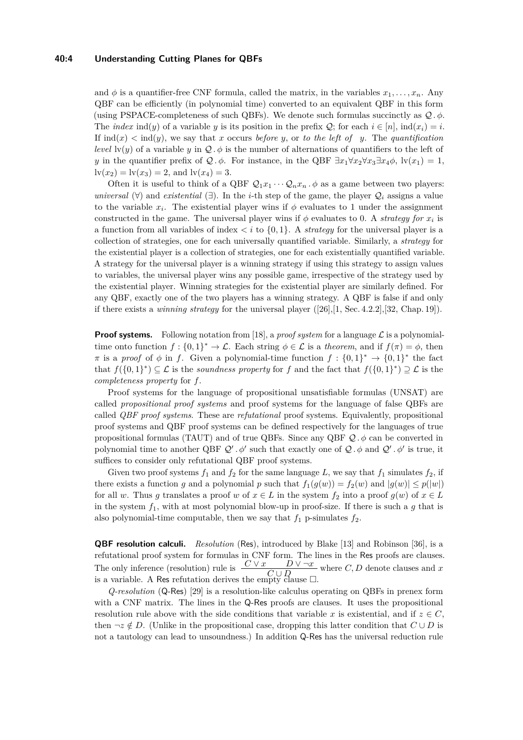and $\phi$ is a quantifier-free CNF formula, called the matrix, in the variables $x_1, \ldots, x_n$. Any QBF can be efficiently (in polynomial time) converted to an equivalent QBF in this form (using PSPACE-completeness of such QBFs). We denote such formulas succinctly as $\mathcal{Q} \,.\, \phi$. The *index* $\text{ind}(y)$ of a variable $y$ is its position in the prefix $\mathcal{Q}$; for each $i \in [n]$, $\text{ind}(x_i) = i$. If $\text{ind}(x) < \text{ind}(y)$, we say that $x$ occurs *before* $y$, or *to the left of* $y$. The *quantification level* $\text{lv}(y)$ of a variable $y$ in $\mathcal{Q} \,.\, \phi$ is the number of alternations of quantifiers to the left of $y$ in the quantifier prefix of $\mathcal{Q} \,.\, \phi$. For instance, in the QBF $\exists x_1 \forall x_2 \forall x_3 \exists x_4 \phi$, $\text{lv}(x_1) = 1$, $\text{lv}(x_2) = \text{lv}(x_3) = 2$, and $\text{lv}(x_4) = 3$.

Often it is useful to think of a QBF $\mathcal{Q}_1 x_1 \cdots \mathcal{Q}_n x_n \,.\, \phi$ as a game between two players: *universal* ($\forall$) and *existential* ($\exists$). In the $i$-th step of the game, the player $\mathcal{Q}_i$ assigns a value to the variable $x_i$. The existential player wins if $\phi$ evaluates to 1 under the assignment constructed in the game. The universal player wins if $\phi$ evaluates to 0. A *strategy for* $x_i$ is a function from all variables of index $< i$ to $\{0, 1\}$. A *strategy* for the universal player is a collection of strategies, one for each universally quantified variable. Similarly, a *strategy* for the existential player is a collection of strategies, one for each existentially quantified variable. A strategy for the universal player is a winning strategy if using this strategy to assign values to variables, the universal player wins any possible game, irrespective of the strategy used by the existential player. Winning strategies for the existential player are similarly defined. For any QBF, exactly one of the two players has a winning strategy. A QBF is false if and only if there exists a *winning strategy* for the universal player ([26],[1, Sec. 4.2.2],[32, Chap. 19]).

**Proof systems.** Following notation from [18], a *proof system* for a language $\mathcal{L}$ is a polynomial-time onto function $f : \{0, 1\}^* \to \mathcal{L}$. Each string $\phi \in \mathcal{L}$ is a *theorem*, and if $f(\pi) = \phi$, then $\pi$ is a *proof* of $\phi$ in $f$. Given a polynomial-time function $f : \{0, 1\}^* \to \{0, 1\}^*$ the fact that $f(\{0, 1\}^*) \subseteq \mathcal{L}$ is the *soundness property* for $f$ and the fact that $f(\{0, 1\}^*) \supseteq \mathcal{L}$ is the *completeness property* for $f$.

Proof systems for the language of propositional unsatisfiable formulas (UNSAT) are called *propositional proof systems* and proof systems for the language of false QBFs are called *QBF proof systems*. These are *refutational* proof systems. Equivalently, propositional proof systems and QBF proof systems can be defined respectively for the languages of true propositional formulas (TAUT) and of true QBFs. Since any QBF $\mathcal{Q} \,.\, \phi$ can be converted in polynomial time to another QBF $\mathcal{Q}' \,.\, \phi'$ such that exactly one of $\mathcal{Q} \,.\, \phi$ and $\mathcal{Q}' \,.\, \phi'$ is true, it suffices to consider only refutational QBF proof systems.

Given two proof systems $f_1$ and $f_2$ for the same language $L$, we say that $f_1$ simulates $f_2$, if there exists a function $g$ and a polynomial $p$ such that $f_1(g(w)) = f_2(w)$ and $|g(w)| \leq p(|w|)$ for all $w$. Thus $g$ translates a proof $w$ of $x \in L$ in the system $f_2$ into a proof $g(w)$ of $x \in L$ in the system $f_1$, with at most polynomial blow-up in proof-size. If there is such a $g$ that is also polynomial-time computable, then we say that $f_1$ p-simulates $f_2$.

**QBF resolution calculi.** *Resolution* (Res), introduced by Blake [13] and Robinson [36], is a refutational proof system for formulas in CNF form. The lines in the Res proofs are clauses. The only inference (resolution) rule is $\dfrac{C \vee x \qquad D \vee \neg x}{C \cup D}$ where $C, D$ denote clauses and $x$ is a variable. A Res refutation derives the empty clause $\square$.

*Q-resolution* (Q-Res) [29] is a resolution-like calculus operating on QBFs in prenex form with a CNF matrix. The lines in the Q-Res proofs are clauses. It uses the propositional resolution rule above with the side conditions that variable $x$ is existential, and if $z \in C$, then $\neg z \notin D$. (Unlike in the propositional case, dropping this latter condition that $C \cup D$ is not a tautology can lead to unsoundness.) In addition Q-Res has the universal reduction rule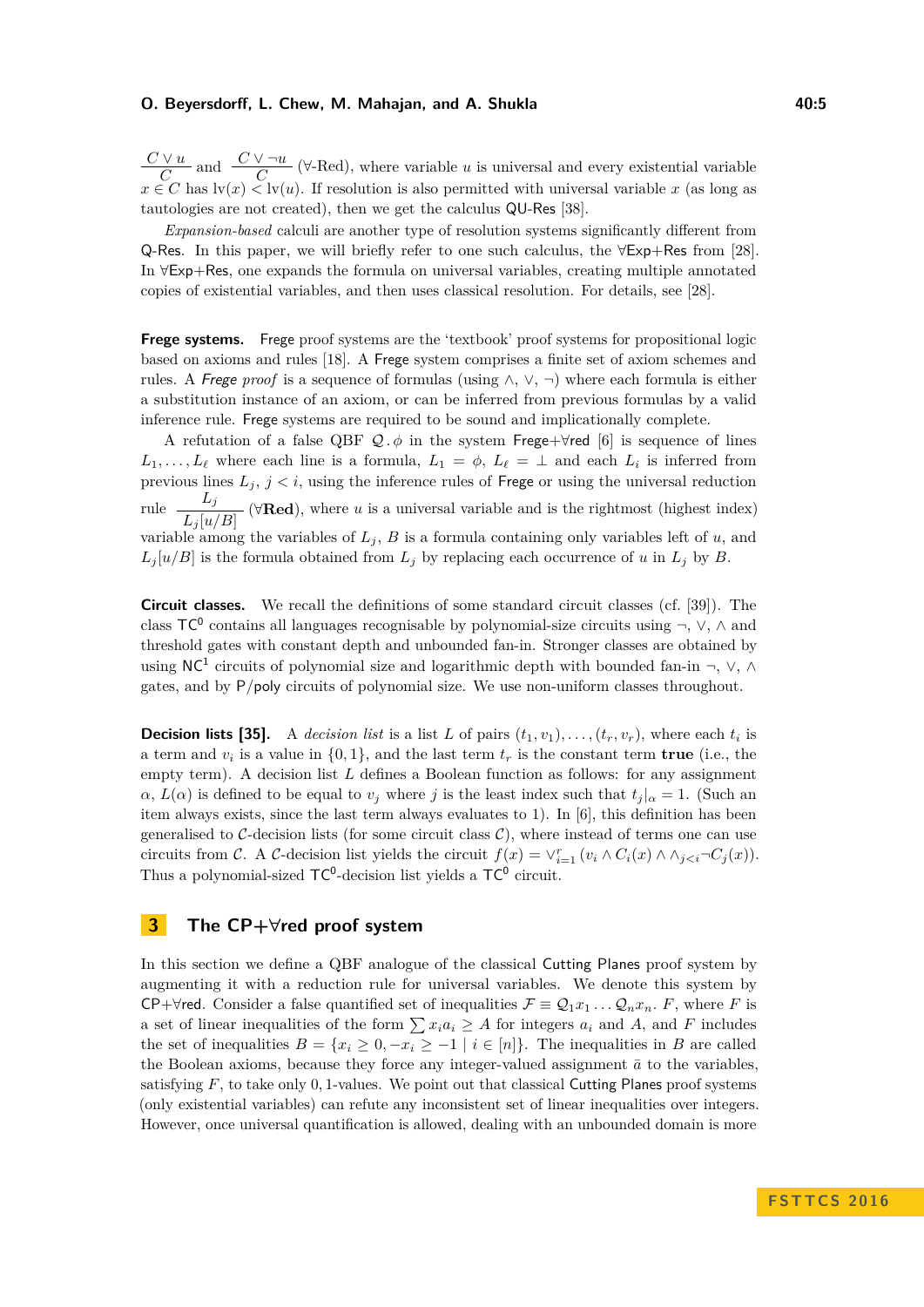$\frac{C \vee u}{C}$ and $\frac{C \vee \neg u}{C}$ ($\forall$-Red), where variable $u$ is universal and every existential variable $x \in C$ has $\mathrm{lv}(x) < \mathrm{lv}(u)$. If resolution is also permitted with universal variable $x$ (as long as tautologies are not created), then we get the calculus QU-Res [38].

*Expansion-based* calculi are another type of resolution systems significantly different from Q-Res. In this paper, we will briefly refer to one such calculus, the $\forall$Exp+Res from [28]. In $\forall$Exp+Res, one expands the formula on universal variables, creating multiple annotated copies of existential variables, and then uses classical resolution. For details, see [28].

**Frege systems.** Frege proof systems are the 'textbook' proof systems for propositional logic based on axioms and rules [18]. A Frege system comprises a finite set of axiom schemes and rules. A *Frege proof* is a sequence of formulas (using $\wedge$, $\vee$, $\neg$) where each formula is either a substitution instance of an axiom, or can be inferred from previous formulas by a valid inference rule. Frege systems are required to be sound and implicationally complete.

A refutation of a false QBF $\mathcal{Q} . \phi$ in the system Frege+$\forall$red [6] is sequence of lines $L_1, \ldots, L_\ell$ where each line is a formula, $L_1 = \phi$, $L_\ell = \bot$ and each $L_i$ is inferred from previous lines $L_j$, $j < i$, using the inference rules of Frege or using the universal reduction rule $\frac{L_j}{L_j[u/B]}$ ($\forall$**Red**), where $u$ is a universal variable and is the rightmost (highest index) variable among the variables of $L_j$, $B$ is a formula containing only variables left of $u$, and $L_j[u/B]$ is the formula obtained from $L_j$ by replacing each occurrence of $u$ in $L_j$ by $B$.

**Circuit classes.** We recall the definitions of some standard circuit classes (cf. [39]). The class $\mathsf{TC}^0$ contains all languages recognisable by polynomial-size circuits using $\neg$, $\vee$, $\wedge$ and threshold gates with constant depth and unbounded fan-in. Stronger classes are obtained by using $\mathsf{NC}^1$ circuits of polynomial size and logarithmic depth with bounded fan-in $\neg$, $\vee$, $\wedge$ gates, and by P/poly circuits of polynomial size. We use non-uniform classes throughout.

**Decision lists [35].** A *decision list* is a list $L$ of pairs $(t_1, v_1), \ldots, (t_r, v_r)$, where each $t_i$ is a term and $v_i$ is a value in $\{0, 1\}$, and the last term $t_r$ is the constant term **true** (i.e., the empty term). A decision list $L$ defines a Boolean function as follows: for any assignment $\alpha$, $L(\alpha)$ is defined to be equal to $v_j$ where $j$ is the least index such that $t_j|_\alpha = 1$. (Such an item always exists, since the last term always evaluates to 1). In [6], this definition has been generalised to $\mathcal{C}$-decision lists (for some circuit class $\mathcal{C}$), where instead of terms one can use circuits from $\mathcal{C}$. A $\mathcal{C}$-decision list yields the circuit $f(x) = \vee_{i=1}^{r} (v_i \wedge C_i(x) \wedge \wedge_{j<i} \neg C_j(x))$. Thus a polynomial-sized $\mathsf{TC}^0$-decision list yields a $\mathsf{TC}^0$ circuit.

## 3 The CP+$\forall$red proof system

In this section we define a QBF analogue of the classical Cutting Planes proof system by augmenting it with a reduction rule for universal variables. We denote this system by CP+$\forall$red. Consider a false quantified set of inequalities $\mathcal{F} \equiv \mathcal{Q}_1 x_1 \ldots \mathcal{Q}_n x_n .\ F$, where $F$ is a set of linear inequalities of the form $\sum x_i a_i \geq A$ for integers $a_i$ and $A$, and $F$ includes the set of inequalities $B = \{x_i \geq 0, -x_i \geq -1 \mid i \in [n]\}$. The inequalities in $B$ are called the Boolean axioms, because they force any integer-valued assignment $\bar{a}$ to the variables, satisfying $F$, to take only $0, 1$-values. We point out that classical Cutting Planes proof systems (only existential variables) can refute any inconsistent set of linear inequalities over integers. However, once universal quantification is allowed, dealing with an unbounded domain is more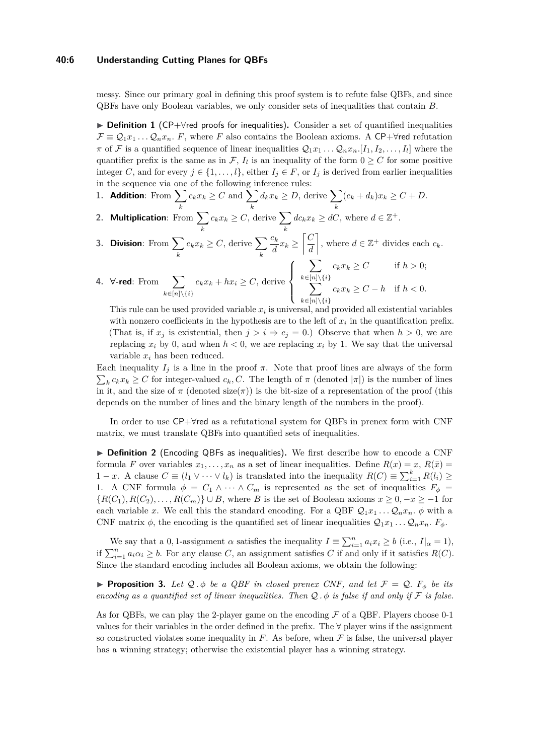messy. Since our primary goal in defining this proof system is to refute false QBFs, and since QBFs have only Boolean variables, we only consider sets of inequalities that contain $B$.

► **Definition 1** (CP+∀red proofs for inequalities)**.** Consider a set of quantified inequalities $\mathcal{F} \equiv \mathcal{Q}_1 x_1 \ldots \mathcal{Q}_n x_n.\ F$, where $F$ also contains the Boolean axioms. A CP+∀red refutation $\pi$ of $\mathcal{F}$ is a quantified sequence of linear inequalities $\mathcal{Q}_1 x_1 \ldots \mathcal{Q}_n x_n.[I_1, I_2, \ldots, I_l]$ where the quantifier prefix is the same as in $\mathcal{F}$, $I_l$ is an inequality of the form $0 \geq C$ for some positive integer $C$, and for every $j \in \{1, \ldots, l\}$, either $I_j \in F$, or $I_j$ is derived from earlier inequalities in the sequence via one of the following inference rules:

1. **Addition**: From $\sum_k c_k x_k \geq C$ and $\sum_k d_k x_k \geq D$, derive $\sum_k (c_k + d_k) x_k \geq C + D$.
2. **Multiplication**: From $\sum_k c_k x_k \geq C$, derive $\sum_k d c_k x_k \geq dC$, where $d \in \mathbb{Z}^+$.
3. **Division**: From $\sum_k c_k x_k \geq C$, derive $\sum_k \frac{c_k}{d} x_k \geq \left\lceil \frac{C}{d} \right\rceil$, where $d \in \mathbb{Z}^+$ divides each $c_k$.
4. **∀-red**: From $\sum_{k \in [n] \setminus \{i\}} c_k x_k + h x_i \geq C$, derive $\begin{cases} \sum_{k \in [n] \setminus \{i\}} c_k x_k \geq C & \text{if } h > 0; \\ \sum_{k \in [n] \setminus \{i\}} c_k x_k \geq C - h & \text{if } h < 0. \end{cases}$

   This rule can be used provided variable $x_i$ is universal, and provided all existential variables with nonzero coefficients in the hypothesis are to the left of $x_i$ in the quantification prefix. (That is, if $x_j$ is existential, then $j > i \Rightarrow c_j = 0$.) Observe that when $h > 0$, we are replacing $x_i$ by 0, and when $h < 0$, we are replacing $x_i$ by 1. We say that the universal variable $x_i$ has been reduced.

Each inequality $I_j$ is a line in the proof $\pi$. Note that proof lines are always of the form $\sum_k c_k x_k \geq C$ for integer-valued $c_k, C$. The length of $\pi$ (denoted $|\pi|$) is the number of lines in it, and the size of $\pi$ (denoted size($\pi$)) is the bit-size of a representation of the proof (this depends on the number of lines and the binary length of the numbers in the proof).

In order to use CP+∀red as a refutational system for QBFs in prenex form with CNF matrix, we must translate QBFs into quantified sets of inequalities.

► **Definition 2** (Encoding QBFs as inequalities)**.** We first describe how to encode a CNF formula $F$ over variables $x_1, \ldots, x_n$ as a set of linear inequalities. Define $R(x) = x$, $R(\bar{x}) = 1 - x$. A clause $C \equiv (l_1 \vee \cdots \vee l_k)$ is translated into the inequality $R(C) \equiv \sum_{i=1}^{k} R(l_i) \geq 1$. A CNF formula $\phi = C_1 \wedge \cdots \wedge C_m$ is represented as the set of inequalities $F_\phi = \{R(C_1), R(C_2), \ldots, R(C_m)\} \cup B$, where $B$ is the set of Boolean axioms $x \geq 0, -x \geq -1$ for each variable $x$. We call this the standard encoding. For a QBF $\mathcal{Q}_1 x_1 \ldots \mathcal{Q}_n x_n.\ \phi$ with a CNF matrix $\phi$, the encoding is the quantified set of linear inequalities $\mathcal{Q}_1 x_1 \ldots \mathcal{Q}_n x_n.\ F_\phi$.

We say that a 0, 1-assignment $\alpha$ satisfies the inequality $I \equiv \sum_{i=1}^{n} a_i x_i \geq b$ (i.e., $I|_\alpha = 1$), if $\sum_{i=1}^{n} a_i \alpha_i \geq b$. For any clause $C$, an assignment satisfies $C$ if and only if it satisfies $R(C)$. Since the standard encoding includes all Boolean axioms, we obtain the following:

► **Proposition 3.** *Let $\mathcal{Q}.\phi$ be a QBF in closed prenex CNF, and let $\mathcal{F} = \mathcal{Q}.\ F_\phi$ be its encoding as a quantified set of linear inequalities. Then $\mathcal{Q}.\phi$ is false if and only if $\mathcal{F}$ is false.*

As for QBFs, we can play the 2-player game on the encoding $\mathcal{F}$ of a QBF. Players choose 0-1 values for their variables in the order defined in the prefix. The ∀ player wins if the assignment so constructed violates some inequality in $F$. As before, when $\mathcal{F}$ is false, the universal player has a winning strategy; otherwise the existential player has a winning strategy.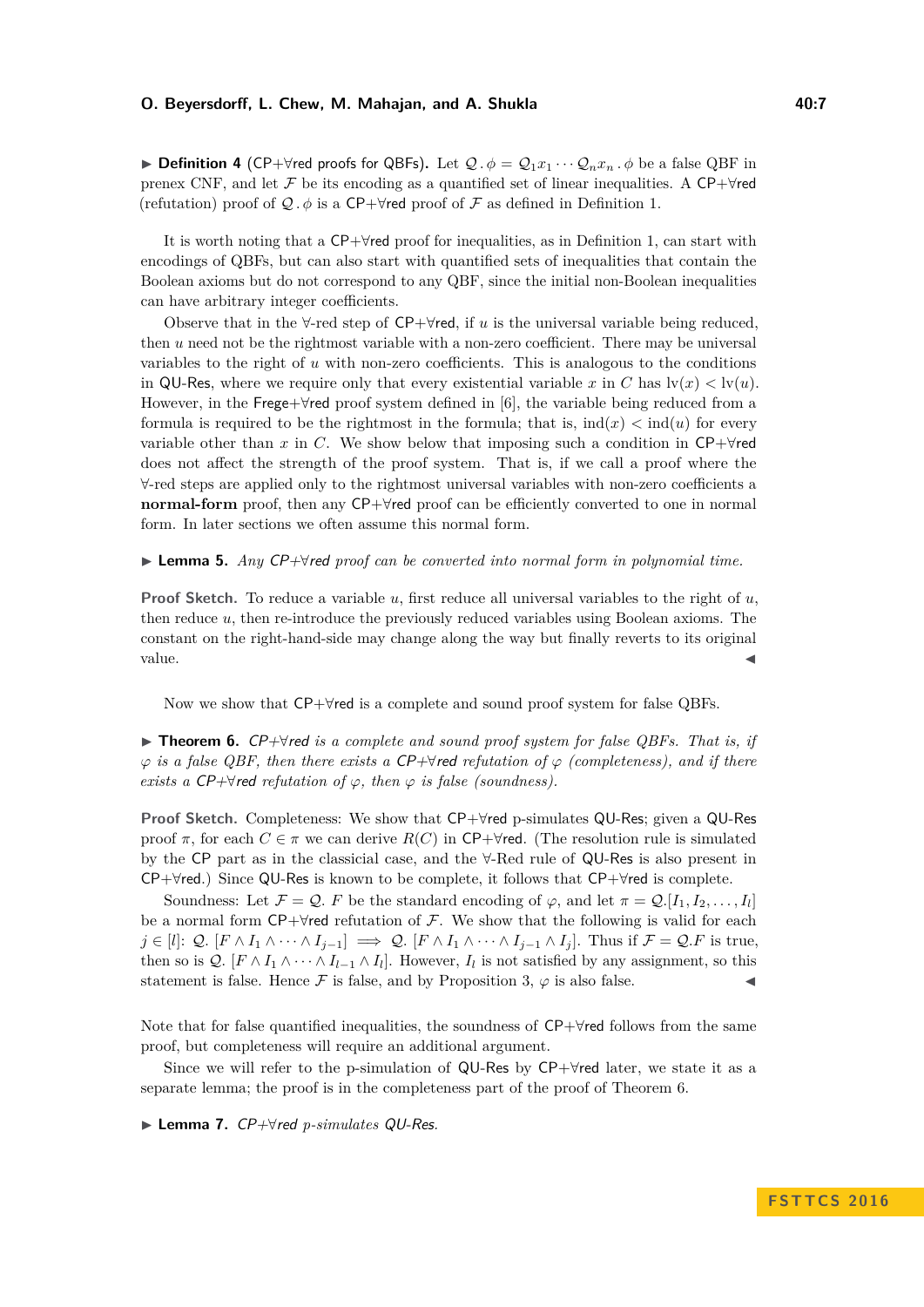▶ **Definition 4** (CP+∀red proofs for QBFs). Let $\mathcal{Q}\,.\,\phi = \mathcal{Q}_1 x_1 \cdots \mathcal{Q}_n x_n\,.\,\phi$ be a false QBF in prenex CNF, and let $\mathcal{F}$ be its encoding as a quantified set of linear inequalities. A CP+∀red (refutation) proof of $\mathcal{Q}\,.\,\phi$ is a CP+∀red proof of $\mathcal{F}$ as defined in Definition 1.

It is worth noting that a CP+∀red proof for inequalities, as in Definition 1, can start with encodings of QBFs, but can also start with quantified sets of inequalities that contain the Boolean axioms but do not correspond to any QBF, since the initial non-Boolean inequalities can have arbitrary integer coefficients.

Observe that in the ∀-red step of CP+∀red, if $u$ is the universal variable being reduced, then $u$ need not be the rightmost variable with a non-zero coefficient. There may be universal variables to the right of $u$ with non-zero coefficients. This is analogous to the conditions in QU-Res, where we require only that every existential variable $x$ in $C$ has $\text{lv}(x) < \text{lv}(u)$. However, in the Frege+∀red proof system defined in [6], the variable being reduced from a formula is required to be the rightmost in the formula; that is, $\text{ind}(x) < \text{ind}(u)$ for every variable other than $x$ in $C$. We show below that imposing such a condition in CP+∀red does not affect the strength of the proof system. That is, if we call a proof where the ∀-red steps are applied only to the rightmost universal variables with non-zero coefficients a **normal-form** proof, then any CP+∀red proof can be efficiently converted to one in normal form. In later sections we often assume this normal form.

▶ **Lemma 5.** *Any CP+∀red proof can be converted into normal form in polynomial time.*

**Proof Sketch.** To reduce a variable $u$, first reduce all universal variables to the right of $u$, then reduce $u$, then re-introduce the previously reduced variables using Boolean axioms. The constant on the right-hand-side may change along the way but finally reverts to its original value. ◀

Now we show that CP+∀red is a complete and sound proof system for false QBFs.

▶ **Theorem 6.** *CP+∀red is a complete and sound proof system for false QBFs. That is, if $\varphi$ is a false QBF, then there exists a CP+∀red refutation of $\varphi$ (completeness), and if there exists a CP+∀red refutation of $\varphi$, then $\varphi$ is false (soundness).*

**Proof Sketch.** Completeness: We show that CP+∀red p-simulates QU-Res; given a QU-Res proof $\pi$, for each $C \in \pi$ we can derive $R(C)$ in CP+∀red. (The resolution rule is simulated by the CP part as in the classicial case, and the ∀-Red rule of QU-Res is also present in CP+∀red.) Since QU-Res is known to be complete, it follows that CP+∀red is complete.

Soundness: Let $\mathcal{F} = \mathcal{Q}.\ F$ be the standard encoding of $\varphi$, and let $\pi = \mathcal{Q}.[I_1, I_2, \ldots, I_l]$ be a normal form CP+∀red refutation of $\mathcal{F}$. We show that the following is valid for each $j \in [l]$: $\mathcal{Q}.\ [F \wedge I_1 \wedge \cdots \wedge I_{j-1}] \implies \mathcal{Q}.\ [F \wedge I_1 \wedge \cdots \wedge I_{j-1} \wedge I_j]$. Thus if $\mathcal{F} = \mathcal{Q}.F$ is true, then so is $\mathcal{Q}.\ [F \wedge I_1 \wedge \cdots \wedge I_{l-1} \wedge I_l]$. However, $I_l$ is not satisfied by any assignment, so this statement is false. Hence $\mathcal{F}$ is false, and by Proposition 3, $\varphi$ is also false. ◀

Note that for false quantified inequalities, the soundness of CP+∀red follows from the same proof, but completeness will require an additional argument.

Since we will refer to the p-simulation of QU-Res by CP+∀red later, we state it as a separate lemma; the proof is in the completeness part of the proof of Theorem 6.

▶ **Lemma 7.** *CP+∀red p-simulates QU-Res.*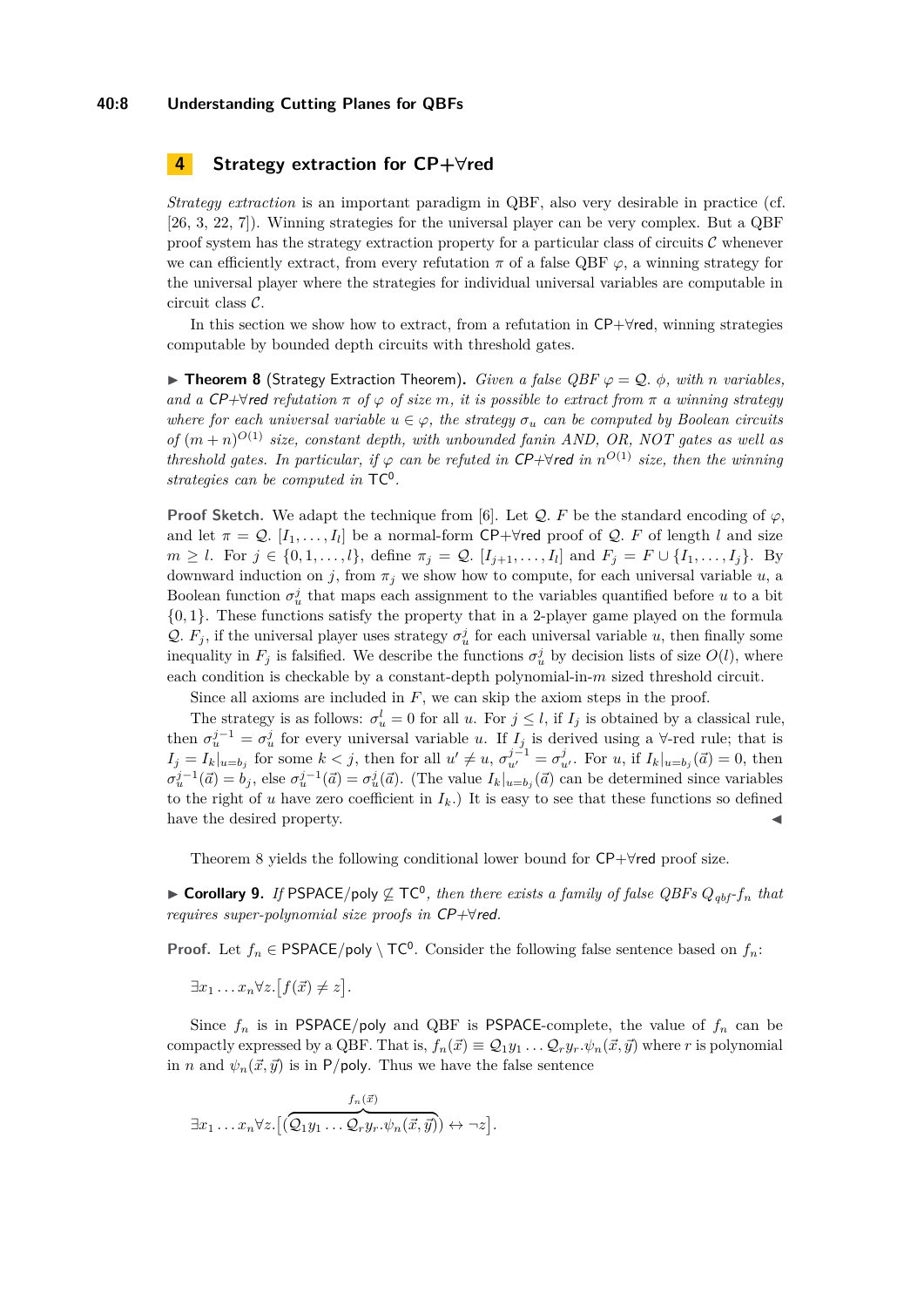## 4 Strategy extraction for CP+∀red

*Strategy extraction* is an important paradigm in QBF, also very desirable in practice (cf. [26, 3, 22, 7]). Winning strategies for the universal player can be very complex. But a QBF proof system has the strategy extraction property for a particular class of circuits $\mathcal{C}$ whenever we can efficiently extract, from every refutation $\pi$ of a false QBF $\varphi$, a winning strategy for the universal player where the strategies for individual universal variables are computable in circuit class $\mathcal{C}$.

In this section we show how to extract, from a refutation in CP+∀red, winning strategies computable by bounded depth circuits with threshold gates.

▶ **Theorem 8** (Strategy Extraction Theorem). *Given a false QBF $\varphi = \mathcal{Q}.\ \phi$, with $n$ variables, and a CP+∀red refutation $\pi$ of $\varphi$ of size $m$, it is possible to extract from $\pi$ a winning strategy where for each universal variable $u \in \varphi$, the strategy $\sigma_u$ can be computed by Boolean circuits of $(m+n)^{O(1)}$ size, constant depth, with unbounded fanin AND, OR, NOT gates as well as threshold gates. In particular, if $\varphi$ can be refuted in CP+∀red in $n^{O(1)}$ size, then the winning strategies can be computed in $\mathsf{TC}^0$.*

**Proof Sketch.** We adapt the technique from [6]. Let $\mathcal{Q}.\ F$ be the standard encoding of $\varphi$, and let $\pi = \mathcal{Q}.\ [I_1, \ldots, I_l]$ be a normal-form CP+∀red proof of $\mathcal{Q}.\ F$ of length $l$ and size $m \geq l$. For $j \in \{0, 1, \ldots, l\}$, define $\pi_j = \mathcal{Q}.\ [I_{j+1}, \ldots, I_l]$ and $F_j = F \cup \{I_1, \ldots, I_j\}$. By downward induction on $j$, from $\pi_j$ we show how to compute, for each universal variable $u$, a Boolean function $\sigma_u^j$ that maps each assignment to the variables quantified before $u$ to a bit $\{0, 1\}$. These functions satisfy the property that in a 2-player game played on the formula $\mathcal{Q}.\ F_j$, if the universal player uses strategy $\sigma_u^j$ for each universal variable $u$, then finally some inequality in $F_j$ is falsified. We describe the functions $\sigma_u^j$ by decision lists of size $O(l)$, where each condition is checkable by a constant-depth polynomial-in-$m$ sized threshold circuit.

Since all axioms are included in $F$, we can skip the axiom steps in the proof.

The strategy is as follows: $\sigma_u^l = 0$ for all $u$. For $j \leq l$, if $I_j$ is obtained by a classical rule, then $\sigma_u^{j-1} = \sigma_u^j$ for every universal variable $u$. If $I_j$ is derived using a ∀-red rule; that is $I_j = I_k|_{u=b_j}$ for some $k < j$, then for all $u' \neq u$, $\sigma_{u'}^{j-1} = \sigma_{u'}^j$. For $u$, if $I_k|_{u=b_j}(\vec{a}) = 0$, then $\sigma_u^{j-1}(\vec{a}) = b_j$, else $\sigma_u^{j-1}(\vec{a}) = \sigma_u^j(\vec{a})$. (The value $I_k|_{u=b_j}(\vec{a})$ can be determined since variables to the right of $u$ have zero coefficient in $I_k$.) It is easy to see that these functions so defined have the desired property. ◀

Theorem 8 yields the following conditional lower bound for CP+∀red proof size.

▶ **Corollary 9.** *If $\mathsf{PSPACE}/\mathsf{poly} \not\subseteq \mathsf{TC}^0$, then there exists a family of false QBFs $Q_{qbf}$-$f_n$ that requires super-polynomial size proofs in CP+∀red.*

**Proof.** Let $f_n \in \mathsf{PSPACE}/\mathsf{poly} \setminus \mathsf{TC}^0$. Consider the following false sentence based on $f_n$:

$$\exists x_1 \ldots x_n \forall z. \big[ f(\vec{x}) \neq z \big].$$

Since $f_n$ is in PSPACE/poly and QBF is PSPACE-complete, the value of $f_n$ can be compactly expressed by a QBF. That is, $f_n(\vec{x}) \equiv \mathcal{Q}_1 y_1 \ldots \mathcal{Q}_r y_r.\psi_n(\vec{x}, \vec{y})$ where $r$ is polynomial in $n$ and $\psi_n(\vec{x}, \vec{y})$ is in P/poly. Thus we have the false sentence

$$\exists x_1 \ldots x_n \forall z. \big[ (\overbrace{\mathcal{Q}_1 y_1 \ldots \mathcal{Q}_r y_r.\psi_n(\vec{x}, \vec{y})}^{f_n(\vec{x})}) \leftrightarrow \neg z \big].$$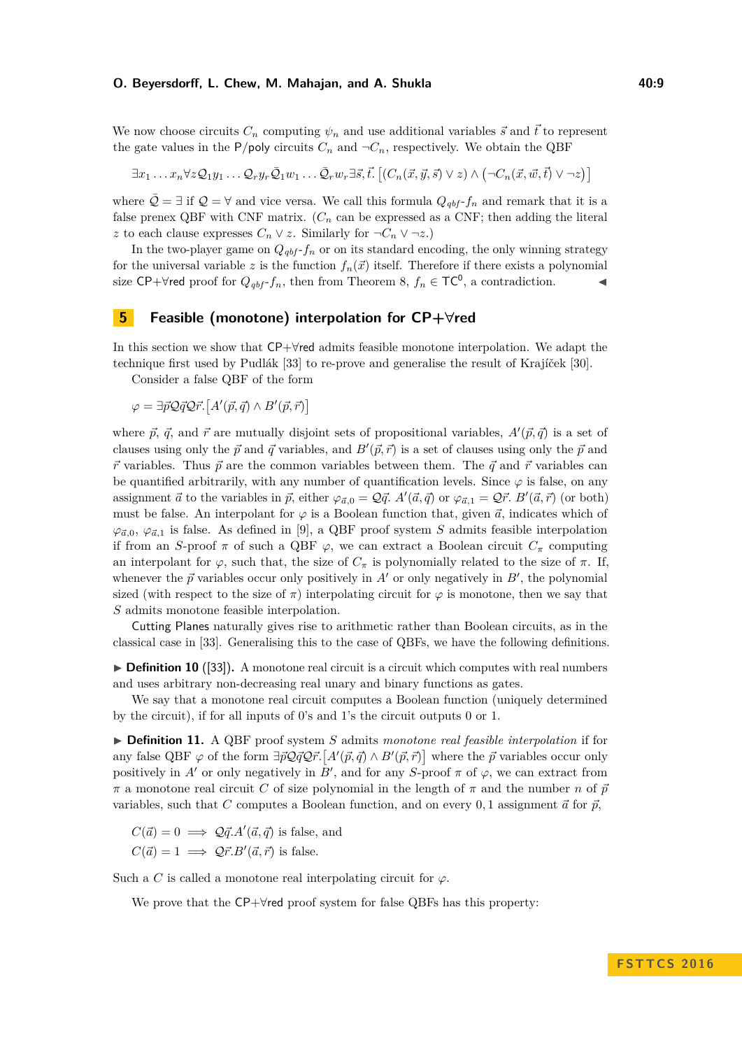We now choose circuits $C_n$ computing $\psi_n$ and use additional variables $\vec{s}$ and $\vec{t}$ to represent the gate values in the P/poly circuits $C_n$ and $\neg C_n$, respectively. We obtain the QBF

$$\exists x_1 \dots x_n \forall z \mathcal{Q}_1 y_1 \dots \mathcal{Q}_r y_r \bar{\mathcal{Q}}_1 w_1 \dots \bar{\mathcal{Q}}_r w_r \exists \vec{s}, \vec{t}. \left[ (C_n(\vec{x}, \vec{y}, \vec{s}) \vee z) \wedge \left( \neg C_n(\vec{x}, \vec{w}, \vec{t}) \vee \neg z \right) \right]$$

where $\bar{\mathcal{Q}} = \exists$ if $\mathcal{Q} = \forall$ and vice versa. We call this formula $Q_{qbf}\text{-}f_n$ and remark that it is a false prenex QBF with CNF matrix. ($C_n$ can be expressed as a CNF; then adding the literal $z$ to each clause expresses $C_n \vee z$. Similarly for $\neg C_n \vee \neg z$.)

In the two-player game on $Q_{qbf}\text{-}f_n$ or on its standard encoding, the only winning strategy for the universal variable $z$ is the function $f_n(\vec{x})$ itself. Therefore if there exists a polynomial size CP+∀red proof for $Q_{qbf}\text{-}f_n$, then from Theorem 8, $f_n \in \mathsf{TC}^0$, a contradiction. ◀

## 5 Feasible (monotone) interpolation for CP+∀red

In this section we show that CP+∀red admits feasible monotone interpolation. We adapt the technique first used by Pudlák [33] to re-prove and generalise the result of Krajíček [30].

Consider a false QBF of the form

$$\varphi = \exists \vec{p} \mathcal{Q} \vec{q} \mathcal{Q} \vec{r}. \left[ A'(\vec{p}, \vec{q}) \wedge B'(\vec{p}, \vec{r}) \right]$$

where $\vec{p}$, $\vec{q}$, and $\vec{r}$ are mutually disjoint sets of propositional variables, $A'(\vec{p}, \vec{q})$ is a set of clauses using only the $\vec{p}$ and $\vec{q}$ variables, and $B'(\vec{p}, \vec{r})$ is a set of clauses using only the $\vec{p}$ and $\vec{r}$ variables. Thus $\vec{p}$ are the common variables between them. The $\vec{q}$ and $\vec{r}$ variables can be quantified arbitrarily, with any number of quantification levels. Since $\varphi$ is false, on any assignment $\vec{a}$ to the variables in $\vec{p}$, either $\varphi_{\vec{a},0} = \mathcal{Q}\vec{q}.\ A'(\vec{a}, \vec{q})$ or $\varphi_{\vec{a},1} = \mathcal{Q}\vec{r}.\ B'(\vec{a}, \vec{r})$ (or both) must be false. An interpolant for $\varphi$ is a Boolean function that, given $\vec{a}$, indicates which of $\varphi_{\vec{a},0}$, $\varphi_{\vec{a},1}$ is false. As defined in [9], a QBF proof system $S$ admits feasible interpolation if from an $S$-proof $\pi$ of such a QBF $\varphi$, we can extract a Boolean circuit $C_\pi$ computing an interpolant for $\varphi$, such that, the size of $C_\pi$ is polynomially related to the size of $\pi$. If, whenever the $\vec{p}$ variables occur only positively in $A'$ or only negatively in $B'$, the polynomial sized (with respect to the size of $\pi$) interpolating circuit for $\varphi$ is monotone, then we say that $S$ admits monotone feasible interpolation.

Cutting Planes naturally gives rise to arithmetic rather than Boolean circuits, as in the classical case in [33]. Generalising this to the case of QBFs, we have the following definitions.

▶ **Definition 10** ([33]). A monotone real circuit is a circuit which computes with real numbers and uses arbitrary non-decreasing real unary and binary functions as gates.

We say that a monotone real circuit computes a Boolean function (uniquely determined by the circuit), if for all inputs of 0's and 1's the circuit outputs 0 or 1.

▶ **Definition 11.** A QBF proof system $S$ admits *monotone real feasible interpolation* if for any false QBF $\varphi$ of the form $\exists \vec{p} \mathcal{Q} \vec{q} \mathcal{Q} \vec{r}. \left[ A'(\vec{p}, \vec{q}) \wedge B'(\vec{p}, \vec{r}) \right]$ where the $\vec{p}$ variables occur only positively in $A'$ or only negatively in $B'$, and for any $S$-proof $\pi$ of $\varphi$, we can extract from $\pi$ a monotone real circuit $C$ of size polynomial in the length of $\pi$ and the number $n$ of $\vec{p}$ variables, such that $C$ computes a Boolean function, and on every $0, 1$ assignment $\vec{a}$ for $\vec{p}$,

$$C(\vec{a}) = 0 \implies \mathcal{Q}\vec{q}.A'(\vec{a}, \vec{q}) \text{ is false, and}$$
$$C(\vec{a}) = 1 \implies \mathcal{Q}\vec{r}.B'(\vec{a}, \vec{r}) \text{ is false.}$$

Such a $C$ is called a monotone real interpolating circuit for $\varphi$.

We prove that the CP+∀red proof system for false QBFs has this property: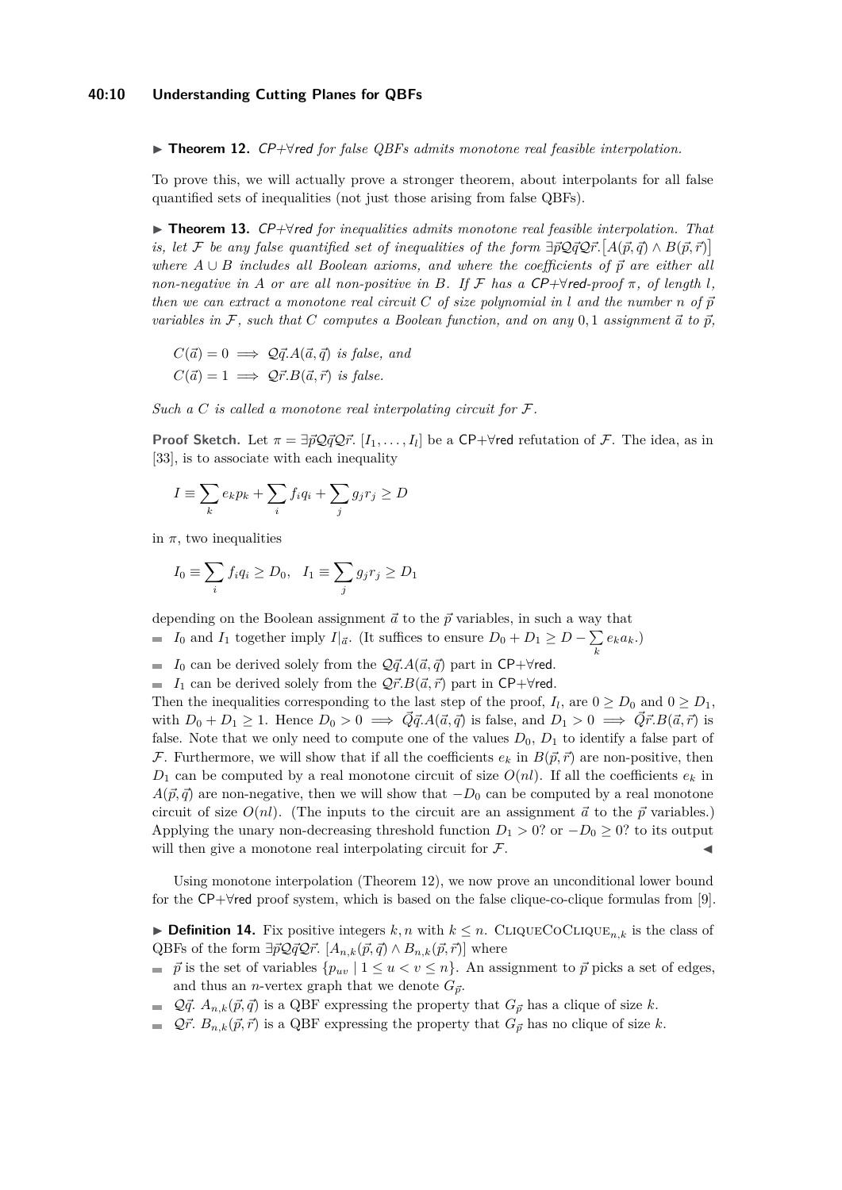▶ **Theorem 12.** *CP+∀red for false QBFs admits monotone real feasible interpolation.*

To prove this, we will actually prove a stronger theorem, about interpolants for all false quantified sets of inequalities (not just those arising from false QBFs).

▶ **Theorem 13.** *CP+∀red for inequalities admits monotone real feasible interpolation. That is, let $\mathcal{F}$ be any false quantified set of inequalities of the form $\exists\vec{p}\mathcal{Q}\vec{q}\mathcal{Q}\vec{r}.\big[A(\vec{p},\vec{q}) \wedge B(\vec{p},\vec{r})\big]$ where $A \cup B$ includes all Boolean axioms, and where the coefficients of $\vec{p}$ are either all non-negative in $A$ or are all non-positive in $B$. If $\mathcal{F}$ has a CP+∀red-proof $\pi$, of length $l$, then we can extract a monotone real circuit $C$ of size polynomial in $l$ and the number $n$ of $\vec{p}$ variables in $\mathcal{F}$, such that $C$ computes a Boolean function, and on any $0,1$ assignment $\vec{a}$ to $\vec{p}$,*

$$C(\vec{a}) = 0 \implies \mathcal{Q}\vec{q}.A(\vec{a},\vec{q}) \text{ is false, and}$$
$$C(\vec{a}) = 1 \implies \mathcal{Q}\vec{r}.B(\vec{a},\vec{r}) \text{ is false.}$$

*Such a $C$ is called a monotone real interpolating circuit for $\mathcal{F}$.*

**Proof Sketch.** Let $\pi = \exists\vec{p}\mathcal{Q}\vec{q}\mathcal{Q}\vec{r}.\ [I_1,\ldots,I_l]$ be a CP+∀red refutation of $\mathcal{F}$. The idea, as in [33], is to associate with each inequality

$$I \equiv \sum_k e_k p_k + \sum_i f_i q_i + \sum_j g_j r_j \geq D$$

in $\pi$, two inequalities

$$I_0 \equiv \sum_i f_i q_i \geq D_0, \quad I_1 \equiv \sum_j g_j r_j \geq D_1$$

depending on the Boolean assignment $\vec{a}$ to the $\vec{p}$ variables, in such a way that

- $I_0$ and $I_1$ together imply $I|_{\vec{a}}$. (It suffices to ensure $D_0 + D_1 \geq D - \sum_k e_k a_k$.)
- $I_0$ can be derived solely from the $\mathcal{Q}\vec{q}.A(\vec{a},\vec{q})$ part in CP+∀red.
- $I_1$ can be derived solely from the $\mathcal{Q}\vec{r}.B(\vec{a},\vec{r})$ part in CP+∀red.

Then the inequalities corresponding to the last step of the proof, $I_l$, are $0 \geq D_0$ and $0 \geq D_1$, with $D_0 + D_1 \geq 1$. Hence $D_0 > 0 \implies \vec{Q}\vec{q}.A(\vec{a},\vec{q})$ is false, and $D_1 > 0 \implies \vec{Q}\vec{r}.B(\vec{a},\vec{r})$ is false. Note that we only need to compute one of the values $D_0$, $D_1$ to identify a false part of $\mathcal{F}$. Furthermore, we will show that if all the coefficients $e_k$ in $B(\vec{p},\vec{r})$ are non-positive, then $D_1$ can be computed by a real monotone circuit of size $O(nl)$. If all the coefficients $e_k$ in $A(\vec{p},\vec{q})$ are non-negative, then we will show that $-D_0$ can be computed by a real monotone circuit of size $O(nl)$. (The inputs to the circuit are an assignment $\vec{a}$ to the $\vec{p}$ variables.) Applying the unary non-decreasing threshold function $D_1 > 0$? or $-D_0 \geq 0$? to its output will then give a monotone real interpolating circuit for $\mathcal{F}$. ◀

Using monotone interpolation (Theorem 12), we now prove an unconditional lower bound for the CP+∀red proof system, which is based on the false clique-co-clique formulas from [9].

▶ **Definition 14.** Fix positive integers $k,n$ with $k \leq n$. CliqueCoClique$_{n,k}$ is the class of QBFs of the form $\exists\vec{p}\mathcal{Q}\vec{q}\mathcal{Q}\vec{r}.\ [A_{n,k}(\vec{p},\vec{q}) \wedge B_{n,k}(\vec{p},\vec{r})]$ where

- $\vec{p}$ is the set of variables $\{p_{uv} \mid 1 \leq u < v \leq n\}$. An assignment to $\vec{p}$ picks a set of edges, and thus an $n$-vertex graph that we denote $G_{\vec{p}}$.
- $\mathcal{Q}\vec{q}.\ A_{n,k}(\vec{p},\vec{q})$ is a QBF expressing the property that $G_{\vec{p}}$ has a clique of size $k$.
- $\mathcal{Q}\vec{r}.\ B_{n,k}(\vec{p},\vec{r})$ is a QBF expressing the property that $G_{\vec{p}}$ has no clique of size $k$.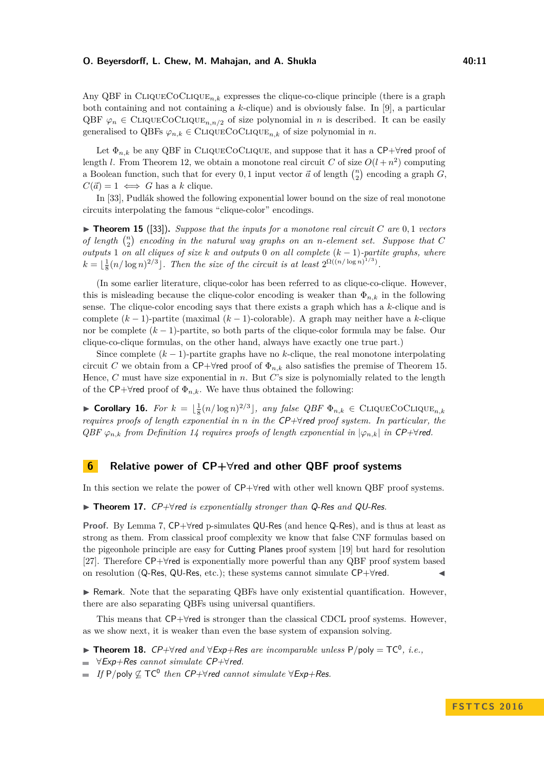Any QBF in CliqueCoClique$_{n,k}$ expresses the clique-co-clique principle (there is a graph both containing and not containing a $k$-clique) and is obviously false. In [9], a particular QBF $\varphi_n \in$ CliqueCoClique$_{n,n/2}$ of size polynomial in $n$ is described. It can be easily generalised to QBFs $\varphi_{n,k} \in$ CliqueCoClique$_{n,k}$ of size polynomial in $n$.

Let $\Phi_{n,k}$ be any QBF in CliqueCoClique, and suppose that it has a CP+∀red proof of length $l$. From Theorem 12, we obtain a monotone real circuit $C$ of size $O(l+n^2)$ computing a Boolean function, such that for every $0,1$ input vector $\vec{a}$ of length $\binom{n}{2}$ encoding a graph $G$, $C(\vec{a}) = 1 \iff G$ has a $k$ clique.

In [33], Pudlák showed the following exponential lower bound on the size of real monotone circuits interpolating the famous "clique-color" encodings.

▶ **Theorem 15** ([33]). *Suppose that the inputs for a monotone real circuit $C$ are $0,1$ vectors of length $\binom{n}{2}$ encoding in the natural way graphs on an $n$-element set. Suppose that $C$ outputs 1 on all cliques of size $k$ and outputs 0 on all complete $(k-1)$-partite graphs, where $k = \lfloor \frac{1}{8}(n/\log n)^{2/3} \rfloor$. Then the size of the circuit is at least $2^{\Omega((n/\log n)^{1/3})}$.*

(In some earlier literature, clique-color has been referred to as clique-co-clique. However, this is misleading because the clique-color encoding is weaker than $\Phi_{n,k}$ in the following sense. The clique-color encoding says that there exists a graph which has a $k$-clique and is complete $(k-1)$-partite (maximal $(k-1)$-colorable). A graph may neither have a $k$-clique nor be complete $(k-1)$-partite, so both parts of the clique-color formula may be false. Our clique-co-clique formulas, on the other hand, always have exactly one true part.)

Since complete $(k-1)$-partite graphs have no $k$-clique, the real monotone interpolating circuit $C$ we obtain from a CP+∀red proof of $\Phi_{n,k}$ also satisfies the premise of Theorem 15. Hence, $C$ must have size exponential in $n$. But $C$'s size is polynomially related to the length of the CP+∀red proof of $\Phi_{n,k}$. We have thus obtained the following:

▶ **Corollary 16.** *For $k = \lfloor \frac{1}{8}(n/\log n)^{2/3} \rfloor$, any false QBF $\Phi_{n,k} \in$ CliqueCoClique$_{n,k}$ requires proofs of length exponential in $n$ in the CP+∀red proof system. In particular, the QBF $\varphi_{n,k}$ from Definition 14 requires proofs of length exponential in $|\varphi_{n,k}|$ in CP+∀red.*

## 6 Relative power of CP+∀red and other QBF proof systems

In this section we relate the power of CP+∀red with other well known QBF proof systems.

▶ **Theorem 17.** *CP+∀red is exponentially stronger than Q-Res and QU-Res.*

**Proof.** By Lemma 7, CP+∀red p-simulates QU-Res (and hence Q-Res), and is thus at least as strong as them. From classical proof complexity we know that false CNF formulas based on the pigeonhole principle are easy for Cutting Planes proof system [19] but hard for resolution [27]. Therefore CP+∀red is exponentially more powerful than any QBF proof system based on resolution (Q-Res, QU-Res, etc.); these systems cannot simulate CP+∀red. ◀

▶ Remark. Note that the separating QBFs have only existential quantification. However, there are also separating QBFs using universal quantifiers.

This means that CP+∀red is stronger than the classical CDCL proof systems. However, as we show next, it is weaker than even the base system of expansion solving.

▶ **Theorem 18.** *CP+∀red and ∀Exp+Res are incomparable unless $\mathsf{P/poly} = \mathsf{TC}^0$, i.e.,*

- *∀Exp+Res cannot simulate CP+∀red.*
- *If $\mathsf{P/poly} \not\subseteq \mathsf{TC}^0$ then CP+∀red cannot simulate ∀Exp+Res.*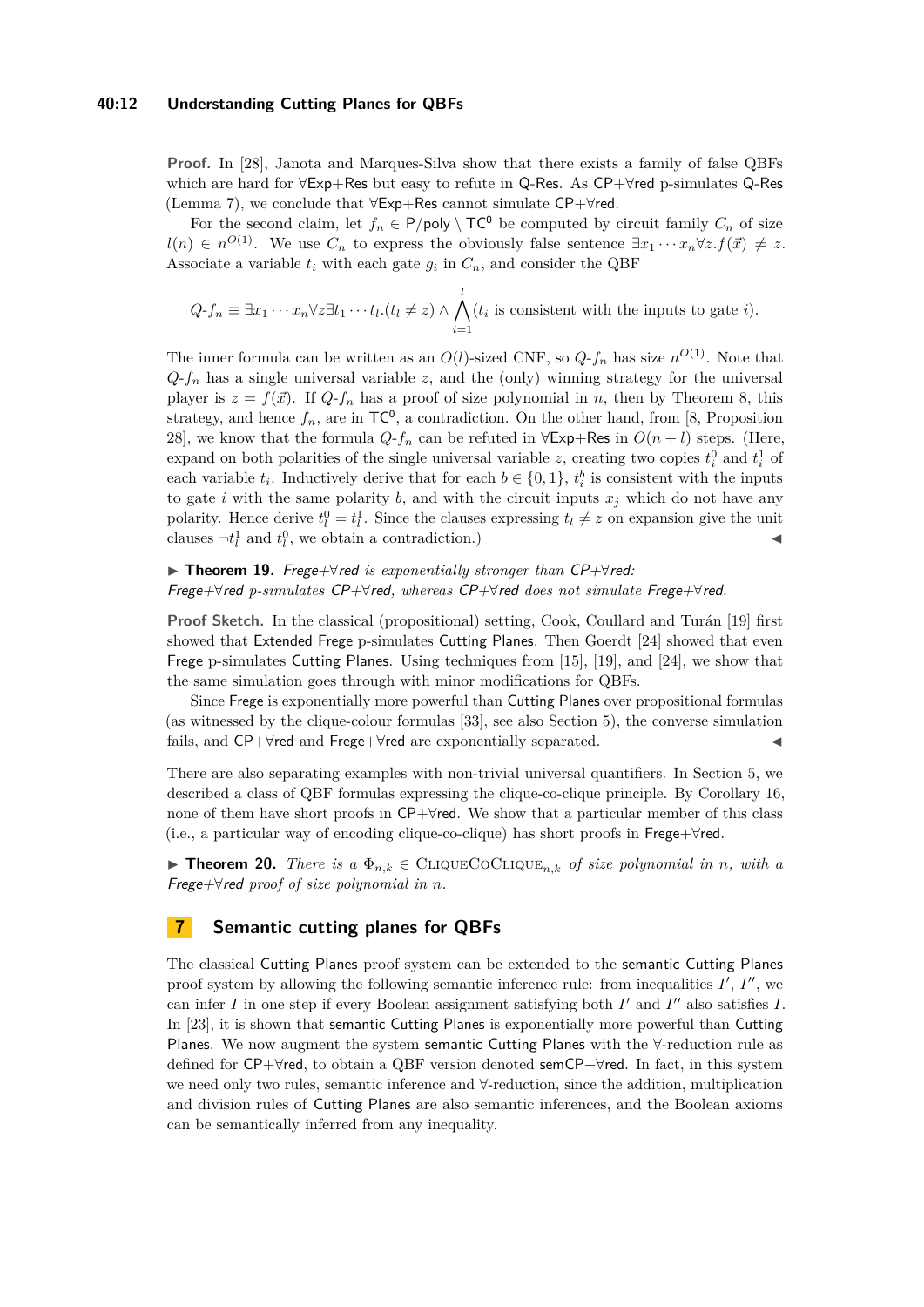**Proof.** In [28], Janota and Marques-Silva show that there exists a family of false QBFs which are hard for ∀Exp+Res but easy to refute in Q-Res. As CP+∀red p-simulates Q-Res (Lemma 7), we conclude that ∀Exp+Res cannot simulate CP+∀red.

For the second claim, let $f_n \in \mathsf{P/poly} \setminus \mathsf{TC}^0$ be computed by circuit family $C_n$ of size $l(n) \in n^{O(1)}$. We use $C_n$ to express the obviously false sentence $\exists x_1 \cdots x_n \forall z. f(\vec{x}) \neq z$. Associate a variable $t_i$ with each gate $g_i$ in $C_n$, and consider the QBF

$$Q\text{-}f_n \equiv \exists x_1 \cdots x_n \forall z \exists t_1 \cdots t_l . (t_l \neq z) \wedge \bigwedge_{i=1}^{l} (t_i \text{ is consistent with the inputs to gate } i).$$

The inner formula can be written as an $O(l)$-sized CNF, so $Q\text{-}f_n$ has size $n^{O(1)}$. Note that $Q\text{-}f_n$ has a single universal variable $z$, and the (only) winning strategy for the universal player is $z = f(\vec{x})$. If $Q\text{-}f_n$ has a proof of size polynomial in $n$, then by Theorem 8, this strategy, and hence $f_n$, are in $\mathsf{TC}^0$, a contradiction. On the other hand, from [8, Proposition 28], we know that the formula $Q\text{-}f_n$ can be refuted in ∀Exp+Res in $O(n + l)$ steps. (Here, expand on both polarities of the single universal variable $z$, creating two copies $t_i^0$ and $t_i^1$ of each variable $t_i$. Inductively derive that for each $b \in \{0, 1\}$, $t_i^b$ is consistent with the inputs to gate $i$ with the same polarity $b$, and with the circuit inputs $x_j$ which do not have any polarity. Hence derive $t_l^0 = t_l^1$. Since the clauses expressing $t_l \neq z$ on expansion give the unit clauses $\neg t_l^1$ and $t_l^0$, we obtain a contradiction.) ◀

▶ **Theorem 19.** *Frege+∀red is exponentially stronger than CP+∀red: Frege+∀red p-simulates CP+∀red, whereas CP+∀red does not simulate Frege+∀red.*

**Proof Sketch.** In the classical (propositional) setting, Cook, Coullard and Turán [19] first showed that Extended Frege p-simulates Cutting Planes. Then Goerdt [24] showed that even Frege p-simulates Cutting Planes. Using techniques from [15], [19], and [24], we show that the same simulation goes through with minor modifications for QBFs.

Since Frege is exponentially more powerful than Cutting Planes over propositional formulas (as witnessed by the clique-colour formulas [33], see also Section 5), the converse simulation fails, and CP+∀red and Frege+∀red are exponentially separated. ◀

There are also separating examples with non-trivial universal quantifiers. In Section 5, we described a class of QBF formulas expressing the clique-co-clique principle. By Corollary 16, none of them have short proofs in CP+∀red. We show that a particular member of this class (i.e., a particular way of encoding clique-co-clique) has short proofs in Frege+∀red.

▶ **Theorem 20.** *There is a $\Phi_{n,k} \in$ CliqueCoClique$_{n,k}$ of size polynomial in $n$, with a Frege+∀red proof of size polynomial in $n$.*

## 7 Semantic cutting planes for QBFs

The classical Cutting Planes proof system can be extended to the semantic Cutting Planes proof system by allowing the following semantic inference rule: from inequalities $I'$, $I''$, we can infer $I$ in one step if every Boolean assignment satisfying both $I'$ and $I''$ also satisfies $I$. In [23], it is shown that semantic Cutting Planes is exponentially more powerful than Cutting Planes. We now augment the system semantic Cutting Planes with the ∀-reduction rule as defined for CP+∀red, to obtain a QBF version denoted semCP+∀red. In fact, in this system we need only two rules, semantic inference and ∀-reduction, since the addition, multiplication and division rules of Cutting Planes are also semantic inferences, and the Boolean axioms can be semantically inferred from any inequality.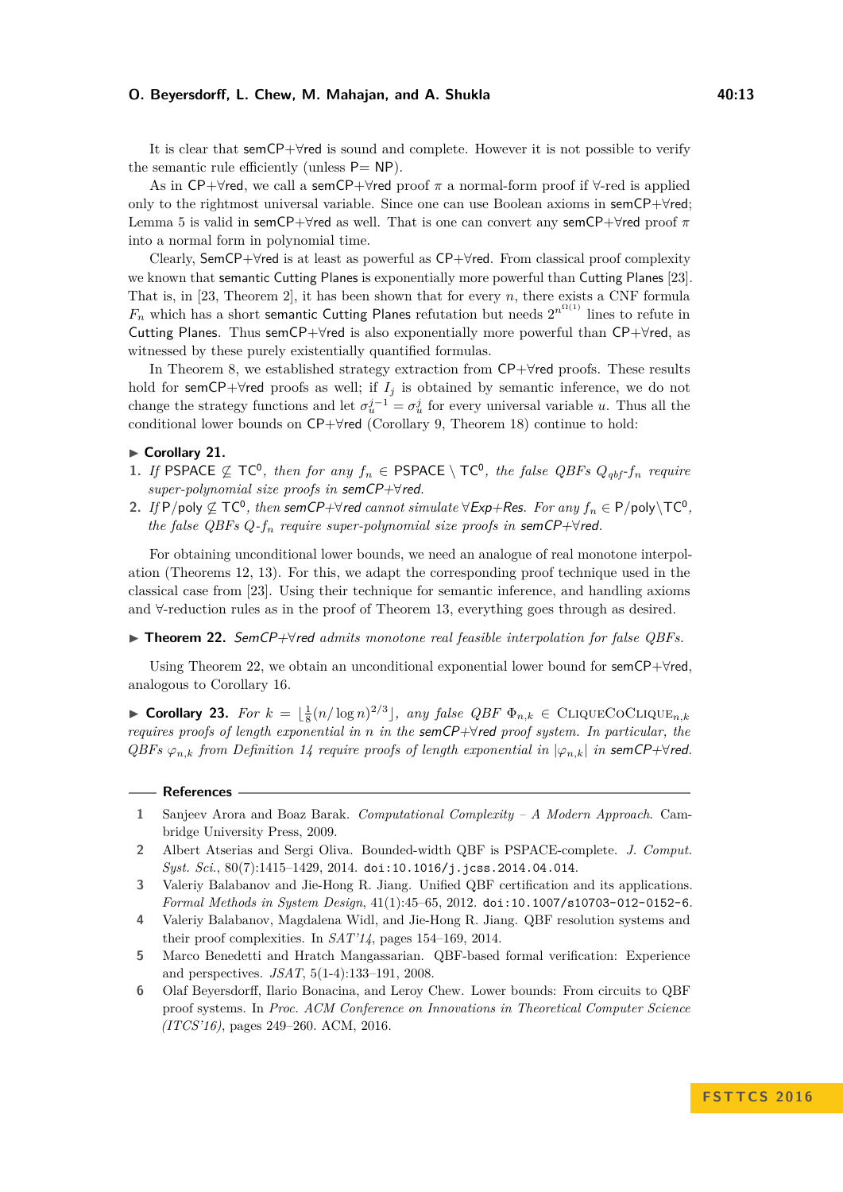It is clear that semCP+∀red is sound and complete. However it is not possible to verify the semantic rule efficiently (unless P= NP).

As in CP+∀red, we call a semCP+∀red proof $\pi$ a normal-form proof if ∀-red is applied only to the rightmost universal variable. Since one can use Boolean axioms in semCP+∀red; Lemma 5 is valid in semCP+∀red as well. That is one can convert any semCP+∀red proof $\pi$ into a normal form in polynomial time.

Clearly, SemCP+∀red is at least as powerful as CP+∀red. From classical proof complexity we known that semantic Cutting Planes is exponentially more powerful than Cutting Planes [23]. That is, in [23, Theorem 2], it has been shown that for every $n$, there exists a CNF formula $F_n$ which has a short semantic Cutting Planes refutation but needs $2^{n^{\Omega(1)}}$ lines to refute in Cutting Planes. Thus semCP+∀red is also exponentially more powerful than CP+∀red, as witnessed by these purely existentially quantified formulas.

In Theorem 8, we established strategy extraction from CP+∀red proofs. These results hold for semCP+∀red proofs as well; if $I_j$ is obtained by semantic inference, we do not change the strategy functions and let $\sigma_u^{j-1} = \sigma_u^j$ for every universal variable $u$. Thus all the conditional lower bounds on CP+∀red (Corollary 9, Theorem 18) continue to hold:

▶ **Corollary 21.**
1. *If* PSPACE $\not\subseteq$ TC$^0$*, then for any* $f_n \in$ PSPACE $\setminus$ TC$^0$*, the false QBFs* $Q_{qbf}$-$f_n$ *require super-polynomial size proofs in semCP+∀red.*
2. *If* P/poly $\not\subseteq$ TC$^0$*, then semCP+∀red cannot simulate ∀Exp+Res. For any* $f_n \in$ P/poly$\setminus$TC$^0$*, the false QBFs* $Q$-$f_n$ *require super-polynomial size proofs in semCP+∀red.*

For obtaining unconditional lower bounds, we need an analogue of real monotone interpolation (Theorems 12, 13). For this, we adapt the corresponding proof technique used in the classical case from [23]. Using their technique for semantic inference, and handling axioms and ∀-reduction rules as in the proof of Theorem 13, everything goes through as desired.

▶ **Theorem 22.** *SemCP+∀red admits monotone real feasible interpolation for false QBFs.*

Using Theorem 22, we obtain an unconditional exponential lower bound for semCP+∀red, analogous to Corollary 16.

▶ **Corollary 23.** *For* $k = \lfloor \frac{1}{8}(n/\log n)^{2/3} \rfloor$*, any false QBF* $\Phi_{n,k} \in$ CliqueCoClique$_{n,k}$ *requires proofs of length exponential in* $n$ *in the semCP+∀red proof system. In particular, the QBFs* $\varphi_{n,k}$ *from Definition 14 require proofs of length exponential in* $|\varphi_{n,k}|$ *in semCP+∀red.*

## References

1. Sanjeev Arora and Boaz Barak. *Computational Complexity – A Modern Approach*. Cambridge University Press, 2009.
2. Albert Atserias and Sergi Oliva. Bounded-width QBF is PSPACE-complete. *J. Comput. Syst. Sci.*, 80(7):1415–1429, 2014. doi:10.1016/j.jcss.2014.04.014.
3. Valeriy Balabanov and Jie-Hong R. Jiang. Unified QBF certification and its applications. *Formal Methods in System Design*, 41(1):45–65, 2012. doi:10.1007/s10703-012-0152-6.
4. Valeriy Balabanov, Magdalena Widl, and Jie-Hong R. Jiang. QBF resolution systems and their proof complexities. In *SAT'14*, pages 154–169, 2014.
5. Marco Benedetti and Hratch Mangassarian. QBF-based formal verification: Experience and perspectives. *JSAT*, 5(1-4):133–191, 2008.
6. Olaf Beyersdorff, Ilario Bonacina, and Leroy Chew. Lower bounds: From circuits to QBF proof systems. In *Proc. ACM Conference on Innovations in Theoretical Computer Science (ITCS'16)*, pages 249–260. ACM, 2016.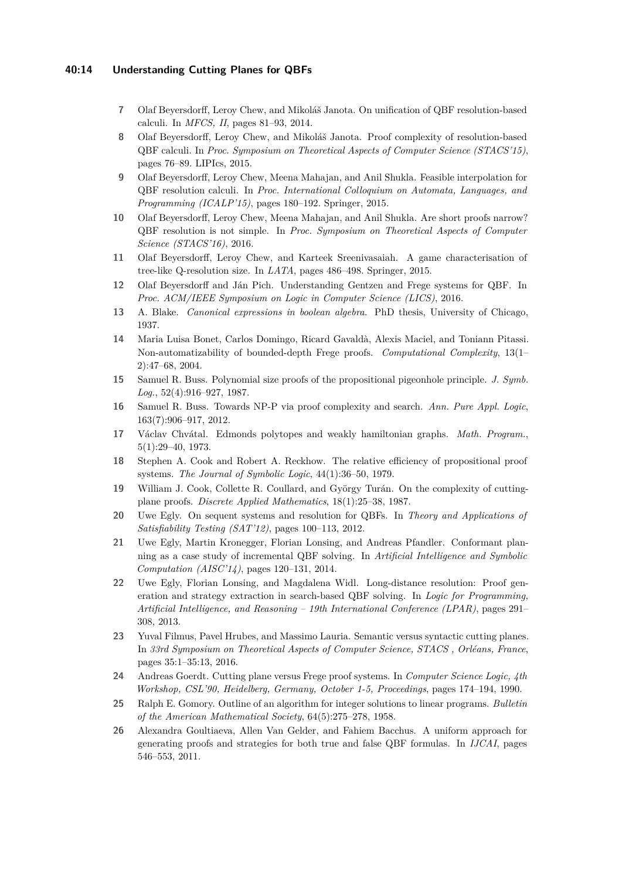7. Olaf Beyersdorff, Leroy Chew, and Mikoláš Janota. On unification of QBF resolution-based calculi. In *MFCS, II*, pages 81–93, 2014.
8. Olaf Beyersdorff, Leroy Chew, and Mikoláš Janota. Proof complexity of resolution-based QBF calculi. In *Proc. Symposium on Theoretical Aspects of Computer Science (STACS'15)*, pages 76–89. LIPIcs, 2015.
9. Olaf Beyersdorff, Leroy Chew, Meena Mahajan, and Anil Shukla. Feasible interpolation for QBF resolution calculi. In *Proc. International Colloquium on Automata, Languages, and Programming (ICALP'15)*, pages 180–192. Springer, 2015.
10. Olaf Beyersdorff, Leroy Chew, Meena Mahajan, and Anil Shukla. Are short proofs narrow? QBF resolution is not simple. In *Proc. Symposium on Theoretical Aspects of Computer Science (STACS'16)*, 2016.
11. Olaf Beyersdorff, Leroy Chew, and Karteek Sreenivasaiah. A game characterisation of tree-like Q-resolution size. In *LATA*, pages 486–498. Springer, 2015.
12. Olaf Beyersdorff and Ján Pich. Understanding Gentzen and Frege systems for QBF. In *Proc. ACM/IEEE Symposium on Logic in Computer Science (LICS)*, 2016.
13. A. Blake. *Canonical expressions in boolean algebra*. PhD thesis, University of Chicago, 1937.
14. Maria Luisa Bonet, Carlos Domingo, Ricard Gavaldà, Alexis Maciel, and Toniann Pitassi. Non-automatizability of bounded-depth Frege proofs. *Computational Complexity*, 13(1–2):47–68, 2004.
15. Samuel R. Buss. Polynomial size proofs of the propositional pigeonhole principle. *J. Symb. Log.*, 52(4):916–927, 1987.
16. Samuel R. Buss. Towards NP-P via proof complexity and search. *Ann. Pure Appl. Logic*, 163(7):906–917, 2012.
17. Václav Chvátal. Edmonds polytopes and weakly hamiltonian graphs. *Math. Program.*, 5(1):29–40, 1973.
18. Stephen A. Cook and Robert A. Reckhow. The relative efficiency of propositional proof systems. *The Journal of Symbolic Logic*, 44(1):36–50, 1979.
19. William J. Cook, Collette R. Coullard, and György Turán. On the complexity of cutting-plane proofs. *Discrete Applied Mathematics*, 18(1):25–38, 1987.
20. Uwe Egly. On sequent systems and resolution for QBFs. In *Theory and Applications of Satisfiability Testing (SAT'12)*, pages 100–113, 2012.
21. Uwe Egly, Martin Kronegger, Florian Lonsing, and Andreas Pfandler. Conformant planning as a case study of incremental QBF solving. In *Artificial Intelligence and Symbolic Computation (AISC'14)*, pages 120–131, 2014.
22. Uwe Egly, Florian Lonsing, and Magdalena Widl. Long-distance resolution: Proof generation and strategy extraction in search-based QBF solving. In *Logic for Programming, Artificial Intelligence, and Reasoning – 19th International Conference (LPAR)*, pages 291–308, 2013.
23. Yuval Filmus, Pavel Hrubes, and Massimo Lauria. Semantic versus syntactic cutting planes. In *33rd Symposium on Theoretical Aspects of Computer Science, STACS , Orléans, France*, pages 35:1–35:13, 2016.
24. Andreas Goerdt. Cutting plane versus Frege proof systems. In *Computer Science Logic, 4th Workshop, CSL'90, Heidelberg, Germany, October 1-5, Proceedings*, pages 174–194, 1990.
25. Ralph E. Gomory. Outline of an algorithm for integer solutions to linear programs. *Bulletin of the American Mathematical Society*, 64(5):275–278, 1958.
26. Alexandra Goultiaeva, Allen Van Gelder, and Fahiem Bacchus. A uniform approach for generating proofs and strategies for both true and false QBF formulas. In *IJCAI*, pages 546–553, 2011.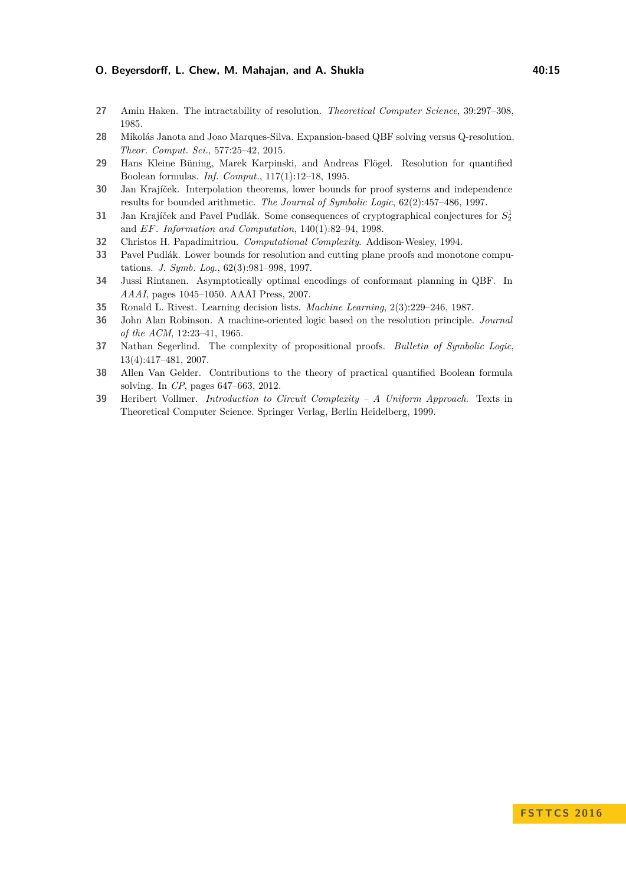27 Amin Haken. The intractability of resolution. *Theoretical Computer Science*, 39:297–308, 1985.

28 Mikolás Janota and Joao Marques-Silva. Expansion-based QBF solving versus Q-resolution. *Theor. Comput. Sci.*, 577:25–42, 2015.

29 Hans Kleine Büning, Marek Karpinski, and Andreas Flögel. Resolution for quantified Boolean formulas. *Inf. Comput.*, 117(1):12–18, 1995.

30 Jan Krajíček. Interpolation theorems, lower bounds for proof systems and independence results for bounded arithmetic. *The Journal of Symbolic Logic*, 62(2):457–486, 1997.

31 Jan Krajíček and Pavel Pudlák. Some consequences of cryptographical conjectures for $S_2^1$ and $EF$. *Information and Computation*, 140(1):82–94, 1998.

32 Christos H. Papadimitriou. *Computational Complexity*. Addison-Wesley, 1994.

33 Pavel Pudlák. Lower bounds for resolution and cutting plane proofs and monotone computations. *J. Symb. Log.*, 62(3):981–998, 1997.

34 Jussi Rintanen. Asymptotically optimal encodings of conformant planning in QBF. In *AAAI*, pages 1045–1050. AAAI Press, 2007.

35 Ronald L. Rivest. Learning decision lists. *Machine Learning*, 2(3):229–246, 1987.

36 John Alan Robinson. A machine-oriented logic based on the resolution principle. *Journal of the ACM*, 12:23–41, 1965.

37 Nathan Segerlind. The complexity of propositional proofs. *Bulletin of Symbolic Logic*, 13(4):417–481, 2007.

38 Allen Van Gelder. Contributions to the theory of practical quantified Boolean formula solving. In *CP*, pages 647–663, 2012.

39 Heribert Vollmer. *Introduction to Circuit Complexity – A Uniform Approach*. Texts in Theoretical Computer Science. Springer Verlag, Berlin Heidelberg, 1999.